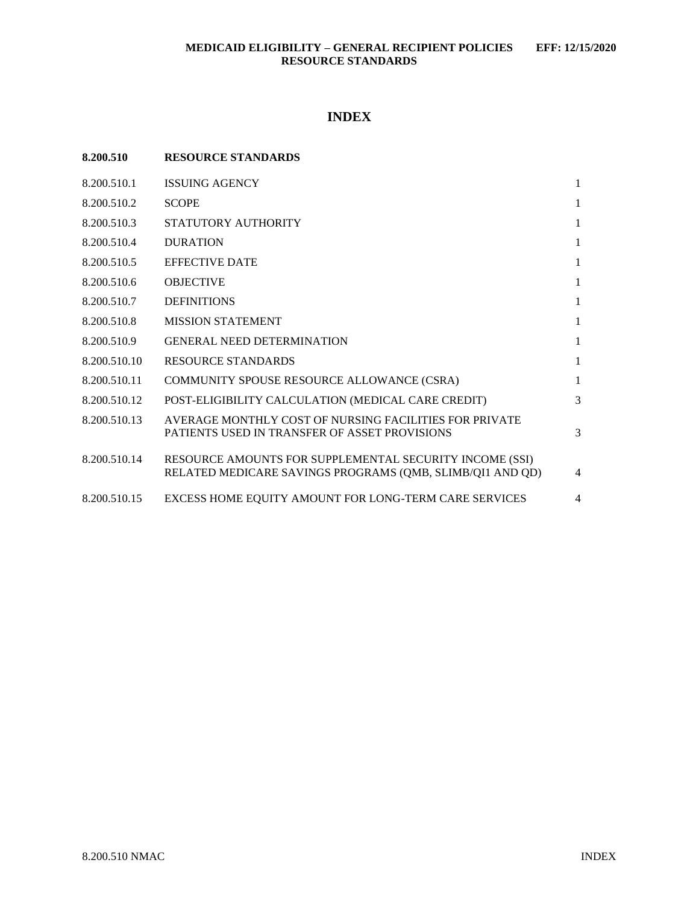# INDEX

## 8.200.510 RESOURCE STANDARDS

| Section | Title | Page |
|---|---|---|
| 8.200.510.1 | ISSUING AGENCY | 1 |
| 8.200.510.2 | SCOPE | 1 |
| 8.200.510.3 | STATUTORY AUTHORITY | 1 |
| 8.200.510.4 | DURATION | 1 |
| 8.200.510.5 | EFFECTIVE DATE | 1 |
| 8.200.510.6 | OBJECTIVE | 1 |
| 8.200.510.7 | DEFINITIONS | 1 |
| 8.200.510.8 | MISSION STATEMENT | 1 |
| 8.200.510.9 | GENERAL NEED DETERMINATION | 1 |
| 8.200.510.10 | RESOURCE STANDARDS | 1 |
| 8.200.510.11 | COMMUNITY SPOUSE RESOURCE ALLOWANCE (CSRA) | 1 |
| 8.200.510.12 | POST-ELIGIBILITY CALCULATION (MEDICAL CARE CREDIT) | 3 |
| 8.200.510.13 | AVERAGE MONTHLY COST OF NURSING FACILITIES FOR PRIVATE PATIENTS USED IN TRANSFER OF ASSET PROVISIONS | 3 |
| 8.200.510.14 | RESOURCE AMOUNTS FOR SUPPLEMENTAL SECURITY INCOME (SSI) RELATED MEDICARE SAVINGS PROGRAMS (QMB, SLIMB/QI1 AND QD) | 4 |
| 8.200.510.15 | EXCESS HOME EQUITY AMOUNT FOR LONG-TERM CARE SERVICES | 4 |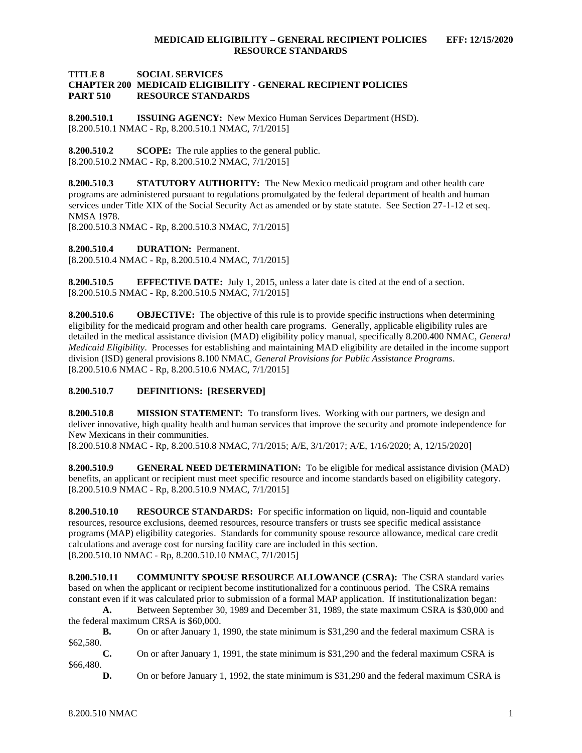**TITLE 8 SOCIAL SERVICES**
**CHAPTER 200 MEDICAID ELIGIBILITY - GENERAL RECIPIENT POLICIES**
**PART 510 RESOURCE STANDARDS**

**8.200.510.1 ISSUING AGENCY:** New Mexico Human Services Department (HSD).
[8.200.510.1 NMAC - Rp, 8.200.510.1 NMAC, 7/1/2015]

**8.200.510.2 SCOPE:** The rule applies to the general public.
[8.200.510.2 NMAC - Rp, 8.200.510.2 NMAC, 7/1/2015]

**8.200.510.3 STATUTORY AUTHORITY:** The New Mexico medicaid program and other health care programs are administered pursuant to regulations promulgated by the federal department of health and human services under Title XIX of the Social Security Act as amended or by state statute. See Section 27-1-12 et seq. NMSA 1978.
[8.200.510.3 NMAC - Rp, 8.200.510.3 NMAC, 7/1/2015]

**8.200.510.4 DURATION:** Permanent.
[8.200.510.4 NMAC - Rp, 8.200.510.4 NMAC, 7/1/2015]

**8.200.510.5 EFFECTIVE DATE:** July 1, 2015, unless a later date is cited at the end of a section.
[8.200.510.5 NMAC - Rp, 8.200.510.5 NMAC, 7/1/2015]

**8.200.510.6 OBJECTIVE:** The objective of this rule is to provide specific instructions when determining eligibility for the medicaid program and other health care programs. Generally, applicable eligibility rules are detailed in the medical assistance division (MAD) eligibility policy manual, specifically 8.200.400 NMAC, *General Medicaid Eligibility*. Processes for establishing and maintaining MAD eligibility are detailed in the income support division (ISD) general provisions 8.100 NMAC, *General Provisions for Public Assistance Programs*.
[8.200.510.6 NMAC - Rp, 8.200.510.6 NMAC, 7/1/2015]

**8.200.510.7 DEFINITIONS: [RESERVED]**

**8.200.510.8 MISSION STATEMENT:** To transform lives. Working with our partners, we design and deliver innovative, high quality health and human services that improve the security and promote independence for New Mexicans in their communities.
[8.200.510.8 NMAC - Rp, 8.200.510.8 NMAC, 7/1/2015; A/E, 3/1/2017; A/E, 1/16/2020; A, 12/15/2020]

**8.200.510.9 GENERAL NEED DETERMINATION:** To be eligible for medical assistance division (MAD) benefits, an applicant or recipient must meet specific resource and income standards based on eligibility category.
[8.200.510.9 NMAC - Rp, 8.200.510.9 NMAC, 7/1/2015]

**8.200.510.10 RESOURCE STANDARDS:** For specific information on liquid, non-liquid and countable resources, resource exclusions, deemed resources, resource transfers or trusts see specific medical assistance programs (MAP) eligibility categories. Standards for community spouse resource allowance, medical care credit calculations and average cost for nursing facility care are included in this section.
[8.200.510.10 NMAC - Rp, 8.200.510.10 NMAC, 7/1/2015]

**8.200.510.11 COMMUNITY SPOUSE RESOURCE ALLOWANCE (CSRA):** The CSRA standard varies based on when the applicant or recipient become institutionalized for a continuous period. The CSRA remains constant even if it was calculated prior to submission of a formal MAP application. If institutionalization began:

**A.** Between September 30, 1989 and December 31, 1989, the state maximum CSRA is $30,000 and the federal maximum CRSA is $60,000.

**B.** On or after January 1, 1990, the state minimum is $31,290 and the federal maximum CSRA is $62,580.

**C.** On or after January 1, 1991, the state minimum is $31,290 and the federal maximum CSRA is $66,480.

**D.** On or before January 1, 1992, the state minimum is $31,290 and the federal maximum CSRA is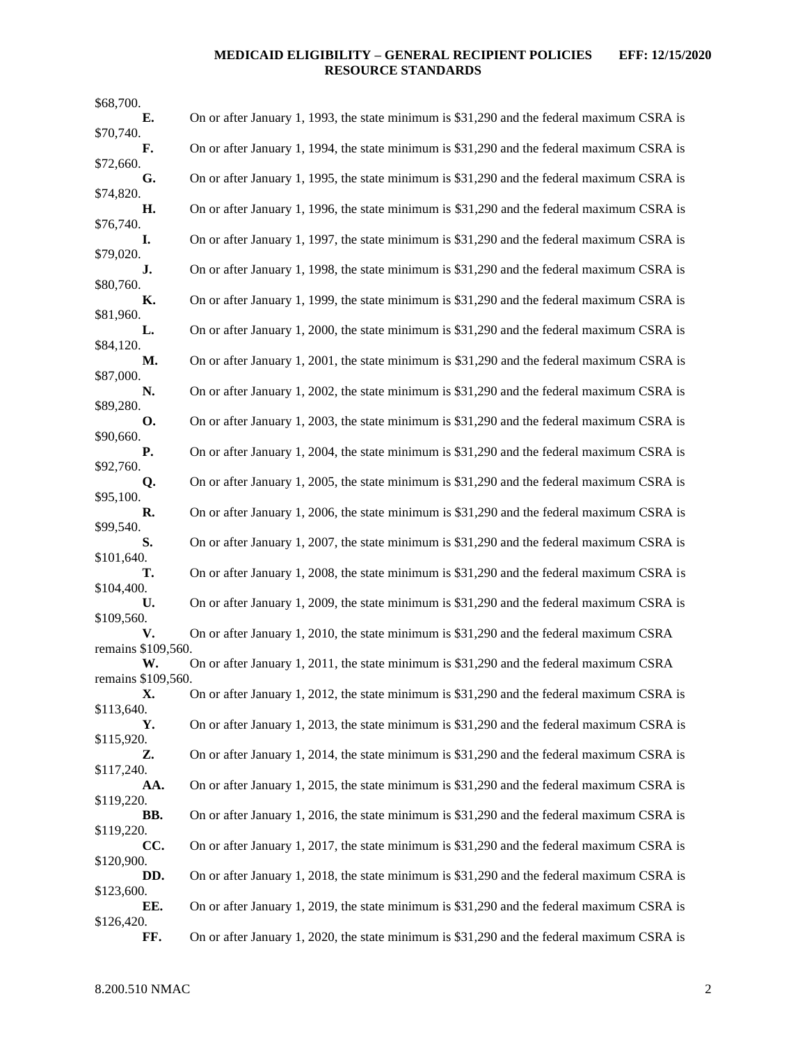$68,700.

**E.** On or after January 1, 1993, the state minimum is $31,290 and the federal maximum CSRA is $70,740.

**F.** On or after January 1, 1994, the state minimum is $31,290 and the federal maximum CSRA is $72,660.

**G.** On or after January 1, 1995, the state minimum is $31,290 and the federal maximum CSRA is $74,820.

**H.** On or after January 1, 1996, the state minimum is $31,290 and the federal maximum CSRA is $76,740.

**I.** On or after January 1, 1997, the state minimum is $31,290 and the federal maximum CSRA is $79,020.

**J.** On or after January 1, 1998, the state minimum is $31,290 and the federal maximum CSRA is $80,760.

**K.** On or after January 1, 1999, the state minimum is $31,290 and the federal maximum CSRA is $81,960.

**L.** On or after January 1, 2000, the state minimum is $31,290 and the federal maximum CSRA is $84,120.

**M.** On or after January 1, 2001, the state minimum is $31,290 and the federal maximum CSRA is $87,000.

**N.** On or after January 1, 2002, the state minimum is $31,290 and the federal maximum CSRA is $89,280.

**O.** On or after January 1, 2003, the state minimum is $31,290 and the federal maximum CSRA is $90,660.

**P.** On or after January 1, 2004, the state minimum is $31,290 and the federal maximum CSRA is $92,760.

**Q.** On or after January 1, 2005, the state minimum is $31,290 and the federal maximum CSRA is $95,100.

**R.** On or after January 1, 2006, the state minimum is $31,290 and the federal maximum CSRA is $99,540.

**S.** On or after January 1, 2007, the state minimum is $31,290 and the federal maximum CSRA is $101,640.

**T.** On or after January 1, 2008, the state minimum is $31,290 and the federal maximum CSRA is $104,400.

**U.** On or after January 1, 2009, the state minimum is $31,290 and the federal maximum CSRA is $109,560.

**V.** On or after January 1, 2010, the state minimum is $31,290 and the federal maximum CSRA remains $109,560.

**W.** On or after January 1, 2011, the state minimum is $31,290 and the federal maximum CSRA remains $109,560.

**X.** On or after January 1, 2012, the state minimum is $31,290 and the federal maximum CSRA is $113,640.

**Y.** On or after January 1, 2013, the state minimum is $31,290 and the federal maximum CSRA is $115,920.

**Z.** On or after January 1, 2014, the state minimum is $31,290 and the federal maximum CSRA is $117,240.

**AA.** On or after January 1, 2015, the state minimum is $31,290 and the federal maximum CSRA is $119,220.

**BB.** On or after January 1, 2016, the state minimum is $31,290 and the federal maximum CSRA is $119,220.

**CC.** On or after January 1, 2017, the state minimum is $31,290 and the federal maximum CSRA is $120,900.

**DD.** On or after January 1, 2018, the state minimum is $31,290 and the federal maximum CSRA is $123,600.

**EE.** On or after January 1, 2019, the state minimum is $31,290 and the federal maximum CSRA is $126,420.

**FF.** On or after January 1, 2020, the state minimum is $31,290 and the federal maximum CSRA is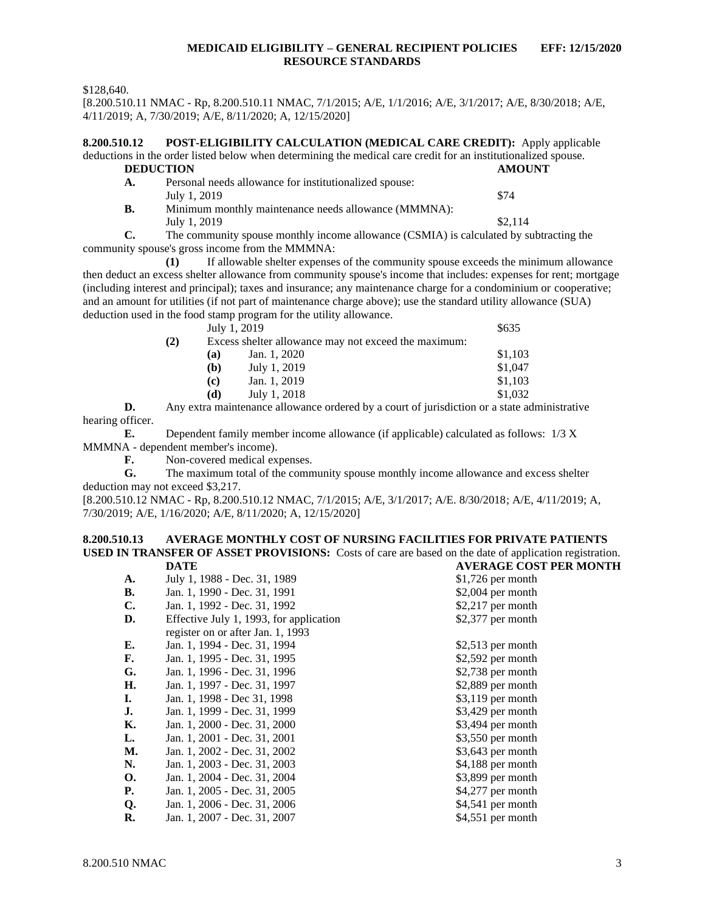$128,640.

[8.200.510.11 NMAC - Rp, 8.200.510.11 NMAC, 7/1/2015; A/E, 1/1/2016; A/E, 3/1/2017; A/E, 8/30/2018; A/E, 4/11/2019; A, 7/30/2019; A/E, 8/11/2020; A, 12/15/2020]

**8.200.510.12 POST-ELIGIBILITY CALCULATION (MEDICAL CARE CREDIT):** Apply applicable deductions in the order listed below when determining the medical care credit for an institutionalized spouse.

| | **DEDUCTION** | **AMOUNT** |
|---|---|---|
| **A.** | Personal needs allowance for institutionalized spouse: | |
| | July 1, 2019 | $74 |
| **B.** | Minimum monthly maintenance needs allowance (MMMNA): | |
| | July 1, 2019 | $2,114 |

**C.** The community spouse monthly income allowance (CSMIA) is calculated by subtracting the community spouse's gross income from the MMMNA:

**(1)** If allowable shelter expenses of the community spouse exceeds the minimum allowance then deduct an excess shelter allowance from community spouse's income that includes: expenses for rent; mortgage (including interest and principal); taxes and insurance; any maintenance charge for a condominium or cooperative; and an amount for utilities (if not part of maintenance charge above); use the standard utility allowance (SUA) deduction used in the food stamp program for the utility allowance.

| | |
|---|---|
| July 1, 2019 | $635 |

**(2)** Excess shelter allowance may not exceed the maximum:

| | | |
|---|---|---|
| **(a)** | Jan. 1, 2020 | $1,103 |
| **(b)** | July 1, 2019 | $1,047 |
| **(c)** | Jan. 1, 2019 | $1,103 |
| **(d)** | July 1, 2018 | $1,032 |

**D.** Any extra maintenance allowance ordered by a court of jurisdiction or a state administrative hearing officer.

**E.** Dependent family member income allowance (if applicable) calculated as follows: 1/3 X MMMNA - dependent member's income).

**F.** Non-covered medical expenses.

**G.** The maximum total of the community spouse monthly income allowance and excess shelter deduction may not exceed $3,217.

[8.200.510.12 NMAC - Rp, 8.200.510.12 NMAC, 7/1/2015; A/E, 3/1/2017; A/E. 8/30/2018; A/E, 4/11/2019; A, 7/30/2019; A/E, 1/16/2020; A/E, 8/11/2020; A, 12/15/2020]

**8.200.510.13 AVERAGE MONTHLY COST OF NURSING FACILITIES FOR PRIVATE PATIENTS USED IN TRANSFER OF ASSET PROVISIONS:** Costs of care are based on the date of application registration.

| | **DATE** | **AVERAGE COST PER MONTH** |
|---|---|---|
| **A.** | July 1, 1988 - Dec. 31, 1989 | $1,726 per month |
| **B.** | Jan. 1, 1990 - Dec. 31, 1991 | $2,004 per month |
| **C.** | Jan. 1, 1992 - Dec. 31, 1992 | $2,217 per month |
| **D.** | Effective July 1, 1993, for application register on or after Jan. 1, 1993 | $2,377 per month |
| **E.** | Jan. 1, 1994 - Dec. 31, 1994 | $2,513 per month |
| **F.** | Jan. 1, 1995 - Dec. 31, 1995 | $2,592 per month |
| **G.** | Jan. 1, 1996 - Dec. 31, 1996 | $2,738 per month |
| **H.** | Jan. 1, 1997 - Dec. 31, 1997 | $2,889 per month |
| **I.** | Jan. 1, 1998 - Dec 31, 1998 | $3,119 per month |
| **J.** | Jan. 1, 1999 - Dec. 31, 1999 | $3,429 per month |
| **K.** | Jan. 1, 2000 - Dec. 31, 2000 | $3,494 per month |
| **L.** | Jan. 1, 2001 - Dec. 31, 2001 | $3,550 per month |
| **M.** | Jan. 1, 2002 - Dec. 31, 2002 | $3,643 per month |
| **N.** | Jan. 1, 2003 - Dec. 31, 2003 | $4,188 per month |
| **O.** | Jan. 1, 2004 - Dec. 31, 2004 | $3,899 per month |
| **P.** | Jan. 1, 2005 - Dec. 31, 2005 | $4,277 per month |
| **Q.** | Jan. 1, 2006 - Dec. 31, 2006 | $4,541 per month |
| **R.** | Jan. 1, 2007 - Dec. 31, 2007 | $4,551 per month |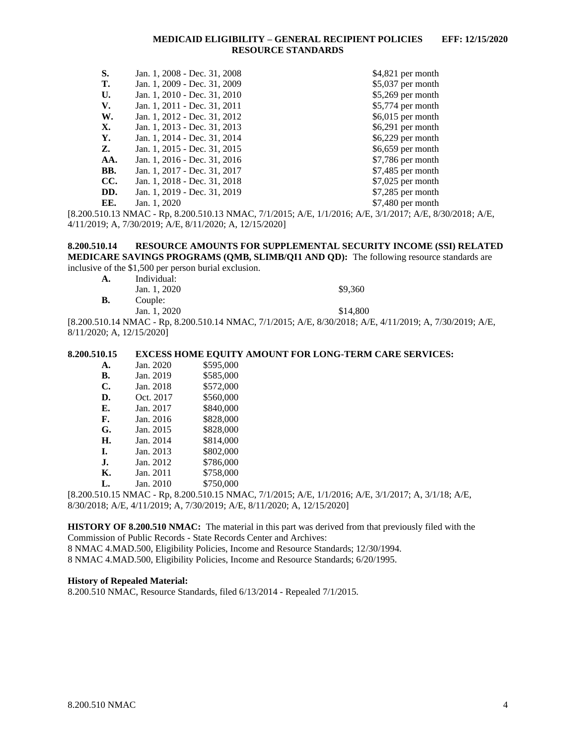| | | |
|---|---|---|
| **S.** | Jan. 1, 2008 - Dec. 31, 2008 | $4,821 per month |
| **T.** | Jan. 1, 2009 - Dec. 31, 2009 | $5,037 per month |
| **U.** | Jan. 1, 2010 - Dec. 31, 2010 | $5,269 per month |
| **V.** | Jan. 1, 2011 - Dec. 31, 2011 | $5,774 per month |
| **W.** | Jan. 1, 2012 - Dec. 31, 2012 | $6,015 per month |
| **X.** | Jan. 1, 2013 - Dec. 31, 2013 | $6,291 per month |
| **Y.** | Jan. 1, 2014 - Dec. 31, 2014 | $6,229 per month |
| **Z.** | Jan. 1, 2015 - Dec. 31, 2015 | $6,659 per month |
| **AA.** | Jan. 1, 2016 - Dec. 31, 2016 | $7,786 per month |
| **BB.** | Jan. 1, 2017 - Dec. 31, 2017 | $7,485 per month |
| **CC.** | Jan. 1, 2018 - Dec. 31, 2018 | $7,025 per month |
| **DD.** | Jan. 1, 2019 - Dec. 31, 2019 | $7,285 per month |
| **EE.** | Jan. 1, 2020 | $7,480 per month |

[8.200.510.13 NMAC - Rp, 8.200.510.13 NMAC, 7/1/2015; A/E, 1/1/2016; A/E, 3/1/2017; A/E, 8/30/2018; A/E, 4/11/2019; A, 7/30/2019; A/E, 8/11/2020; A, 12/15/2020]

**8.200.510.14 RESOURCE AMOUNTS FOR SUPPLEMENTAL SECURITY INCOME (SSI) RELATED MEDICARE SAVINGS PROGRAMS (QMB, SLIMB/QI1 AND QD):** The following resource standards are inclusive of the $1,500 per person burial exclusion.

**A.** Individual:
Jan. 1, 2020 $9,360

**B.** Couple:
Jan. 1, 2020 $14,800

[8.200.510.14 NMAC - Rp, 8.200.510.14 NMAC, 7/1/2015; A/E, 8/30/2018; A/E, 4/11/2019; A, 7/30/2019; A/E, 8/11/2020; A, 12/15/2020]

**8.200.510.15 EXCESS HOME EQUITY AMOUNT FOR LONG-TERM CARE SERVICES:**

| | | |
|---|---|---|
| **A.** | Jan. 2020 | $595,000 |
| **B.** | Jan. 2019 | $585,000 |
| **C.** | Jan. 2018 | $572,000 |
| **D.** | Oct. 2017 | $560,000 |
| **E.** | Jan. 2017 | $840,000 |
| **F.** | Jan. 2016 | $828,000 |
| **G.** | Jan. 2015 | $828,000 |
| **H.** | Jan. 2014 | $814,000 |
| **I.** | Jan. 2013 | $802,000 |
| **J.** | Jan. 2012 | $786,000 |
| **K.** | Jan. 2011 | $758,000 |
| **L.** | Jan. 2010 | $750,000 |

[8.200.510.15 NMAC - Rp, 8.200.510.15 NMAC, 7/1/2015; A/E, 1/1/2016; A/E, 3/1/2017; A, 3/1/18; A/E, 8/30/2018; A/E, 4/11/2019; A, 7/30/2019; A/E, 8/11/2020; A, 12/15/2020]

**HISTORY OF 8.200.510 NMAC:** The material in this part was derived from that previously filed with the Commission of Public Records - State Records Center and Archives:
8 NMAC 4.MAD.500, Eligibility Policies, Income and Resource Standards; 12/30/1994.
8 NMAC 4.MAD.500, Eligibility Policies, Income and Resource Standards; 6/20/1995.

**History of Repealed Material:**
8.200.510 NMAC, Resource Standards, filed 6/13/2014 - Repealed 7/1/2015.